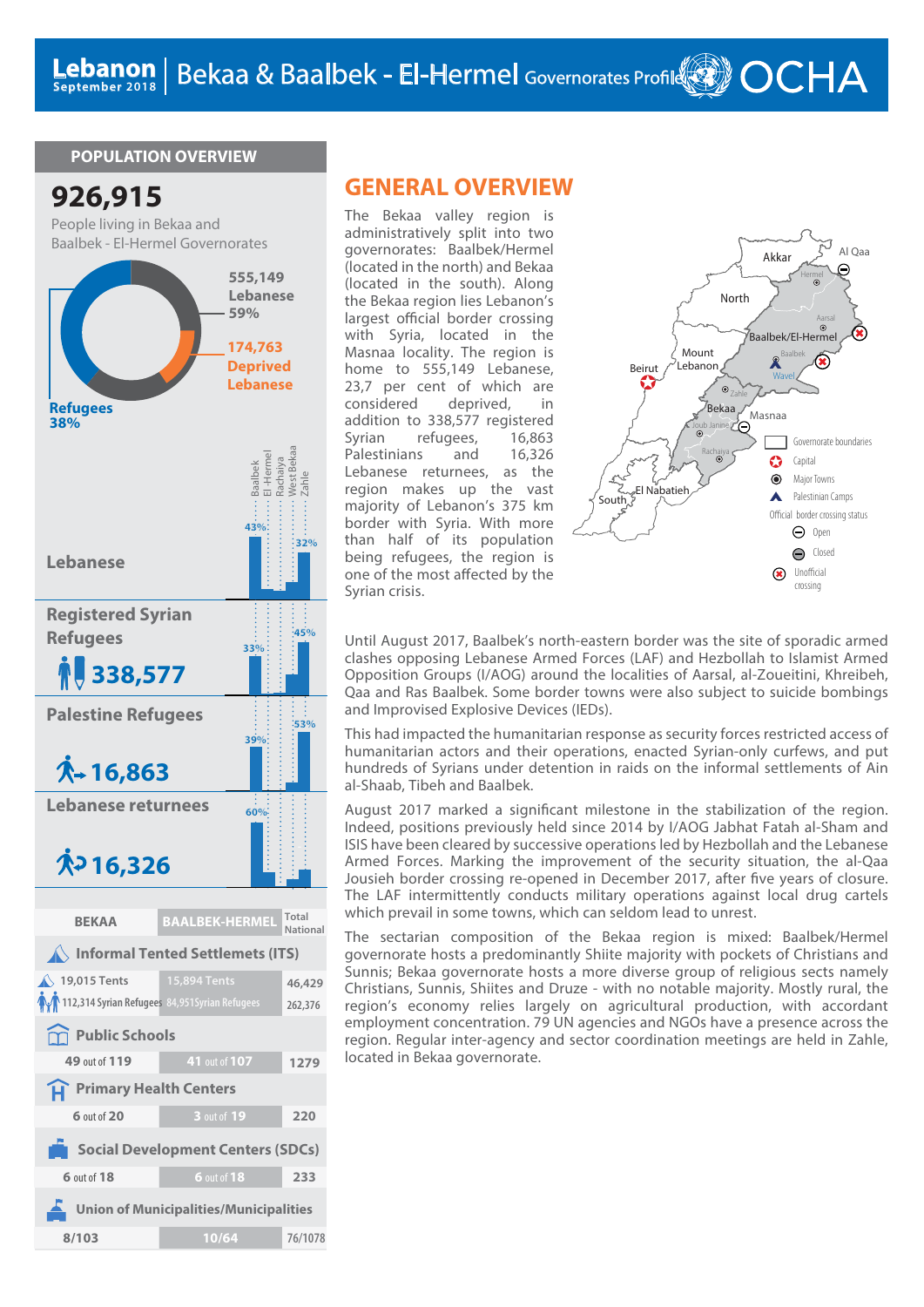# Lebanon | Bekaa & Baalbek - El-Hermel Governorates Profile

September 2018

OCHA

## POPULATION OVERVIEW

**926,915**

People living in Bekaa and Baalbek - El-Hermel Governorates

**555,149 Lebanese 59%**

**174,763 Deprived Lebanese**

**Refugees 38%**

| | Baalbek | El-Hermel | Rachaiya | West Bekaa | Zahle |
|---|---|---|---|---|---|
| **Lebanese** | 43% | | | | 32% |
| **Registered Syrian Refugees** 338,577 | 33% | | | | 45% |
| **Palestine Refugees** 16,863 | 39% | | | | 53% |
| **Lebanese returnees** 16,326 | 60% | | | | |

| BEKAA | BAALBEK-HERMEL | Total National |
|---|---|---|
| **Informal Tented Settlements (ITS)** | | |
| 19,015 Tents | 15,894 Tents | 46,429 |
| 112,314 Syrian Refugees | 84,951 Syrian Refugees | 262,376 |
| **Public Schools** | | |
| 49 out of 119 | 41 out of 107 | 1279 |
| **Primary Health Centers** | | |
| 6 out of 20 | 3 out of 19 | 220 |
| **Social Development Centers (SDCs)** | | |
| 6 out of 18 | 6 out of 18 | 233 |
| **Union of Municipalities/Municipalities** | | |
| 8/103 | 10/64 | 76/1078 |

## GENERAL OVERVIEW

The Bekaa valley region is administratively split into two governorates: Baalbek/Hermel (located in the north) and Bekaa (located in the south). Along the Bekaa region lies Lebanon's largest official border crossing with Syria, located in the Masnaa locality. The region is home to 555,149 Lebanese, 23,7 per cent of which are considered deprived, in addition to 338,577 registered Syrian refugees, 16,863 Palestinians and 16,326 Lebanese returnees, as the region makes up the vast majority of Lebanon's 375 km border with Syria. With more than half of its population being refugees, the region is one of the most affected by the Syrian crisis.

Map legend: Governorate boundaries; Capital; Major Towns; Palestinian Camps; Official border crossing status: Open, Closed; Unofficial crossing

Until August 2017, Baalbek's north-eastern border was the site of sporadic armed clashes opposing Lebanese Armed Forces (LAF) and Hezbollah to Islamist Armed Opposition Groups (I/AOG) around the localities of Aarsal, al-Zoueitini, Khreibeh, Qaa and Ras Baalbek. Some border towns were also subject to suicide bombings and Improvised Explosive Devices (IEDs).

This had impacted the humanitarian response as security forces restricted access of humanitarian actors and their operations, enacted Syrian-only curfews, and put hundreds of Syrians under detention in raids on the informal settlements of Ain al-Shaab, Tibeh and Baalbek.

August 2017 marked a significant milestone in the stabilization of the region. Indeed, positions previously held since 2014 by I/AOG Jabhat Fatah al-Sham and ISIS have been cleared by successive operations led by Hezbollah and the Lebanese Armed Forces. Marking the improvement of the security situation, the al-Qaa Jousieh border crossing re-opened in December 2017, after five years of closure. The LAF intermittently conducts military operations against local drug cartels which prevail in some towns, which can seldom lead to unrest.

The sectarian composition of the Bekaa region is mixed: Baalbek/Hermel governorate hosts a predominantly Shiite majority with pockets of Christians and Sunnis; Bekaa governorate hosts a more diverse group of religious sects namely Christians, Sunnis, Shiites and Druze - with no notable majority. Mostly rural, the region's economy relies largely on agricultural production, with accordant employment concentration. 79 UN agencies and NGOs have a presence across the region. Regular inter-agency and sector coordination meetings are held in Zahle, located in Bekaa governorate.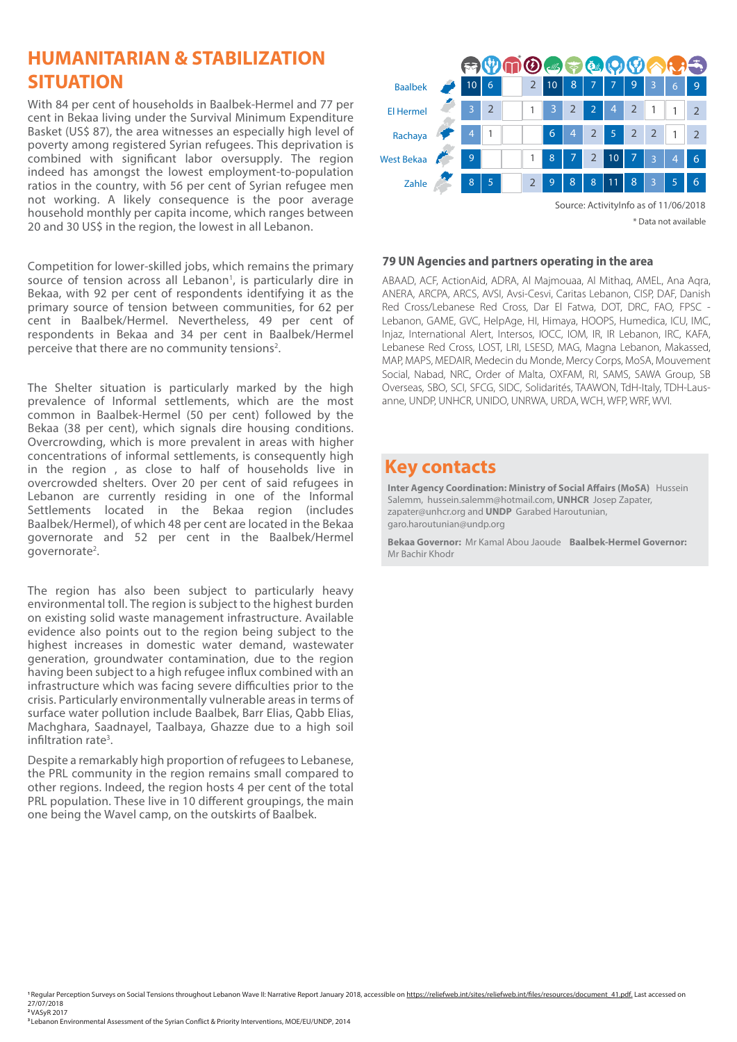## HUMANITARIAN & STABILIZATION SITUATION

With 84 per cent of households in Baalbek-Hermel and 77 per cent in Bekaa living under the Survival Minimum Expenditure Basket (US$ 87), the area witnesses an especially high level of poverty among registered Syrian refugees. This deprivation is combined with significant labor oversupply. The region indeed has amongst the lowest employment-to-population ratios in the country, with 56 per cent of Syrian refugee men not working. A likely consequence is the poor average household monthly per capita income, which ranges between 20 and 30 US$ in the region, the lowest in all Lebanon.

Competition for lower-skilled jobs, which remains the primary source of tension across all Lebanon[1], is particularly dire in Bekaa, with 92 per cent of respondents identifying it as the primary source of tension between communities, for 62 per cent in Baalbek/Hermel. Nevertheless, 49 per cent of respondents in Bekaa and 34 per cent in Baalbek/Hermel perceive that there are no community tensions[2].

The Shelter situation is particularly marked by the high prevalence of Informal settlements, which are the most common in Baalbek-Hermel (50 per cent) followed by the Bekaa (38 per cent), which signals dire housing conditions. Overcrowding, which is more prevalent in areas with higher concentrations of informal settlements, is consequently high in the region , as close to half of households live in overcrowded shelters. Over 20 per cent of said refugees in Lebanon are currently residing in one of the Informal Settlements located in the Bekaa region (includes Baalbek/Hermel), of which 48 per cent are located in the Bekaa governorate and 52 per cent in the Baalbek/Hermel governorate[2].

The region has also been subject to particularly heavy environmental toll. The region is subject to the highest burden on existing solid waste management infrastructure. Available evidence also points out to the region being subject to the highest increases in domestic water demand, wastewater generation, groundwater contamination, due to the region having been subject to a high refugee influx combined with an infrastructure which was facing severe difficulties prior to the crisis. Particularly environmentally vulnerable areas in terms of surface water pollution include Baalbek, Barr Elias, Qabb Elias, Machghara, Saadnayel, Taalbaya, Ghazze due to a high soil infiltration rate[3].

Despite a remarkably high proportion of refugees to Lebanese, the PRL community in the region remains small compared to other regions. Indeed, the region hosts 4 per cent of the total PRL population. These live in 10 different groupings, the main one being the Wavel camp, on the outskirts of Baalbek.

| | | | * | | | | | | | | | |
|---|---|---|---|---|---|---|---|---|---|---|---|---|
| Baalbek | 10 | 6 | | 2 | 10 | 8 | 7 | 7 | 9 | 3 | 6 | 9 |
| El Hermel | 3 | 2 | | 1 | 3 | 2 | 2 | 4 | 2 | 1 | 1 | 2 |
| Rachaya | 4 | 1 | | | 6 | 4 | 2 | 5 | 2 | 2 | 1 | 2 |
| West Bekaa | 9 | | | 1 | 8 | 7 | 2 | 10 | 7 | 3 | 4 | 6 |
| Zahle | 8 | 5 | | 2 | 9 | 8 | 8 | 11 | 8 | 3 | 5 | 6 |

Source: ActivityInfo as of 11/06/2018

\* Data not available

### 79 UN Agencies and partners operating in the area

ABAAD, ACF, ActionAid, ADRA, Al Majmouaa, Al Mithaq, AMEL, Ana Aqra, ANERA, ARCPA, ARCS, AVSI, Avsi-Cesvi, Caritas Lebanon, CISP, DAF, Danish Red Cross/Lebanese Red Cross, Dar El Fatwa, DOT, DRC, FAO, FPSC - Lebanon, GAME, GVC, HelpAge, HI, Himaya, HOOPS, Humedica, ICU, IMC, Injaz, International Alert, Intersos, IOCC, IOM, IR, IR Lebanon, IRC, KAFA, Lebanese Red Cross, LOST, LRI, LSESD, MAG, Magna Lebanon, Makassed, MAP, MAPS, MEDAIR, Medecin du Monde, Mercy Corps, MoSA, Mouvement Social, Nabad, NRC, Order of Malta, OXFAM, RI, SAMS, SAWA Group, SB Overseas, SBO, SCI, SFCG, SIDC, Solidarités, TAAWON, TdH-Italy, TDH-Lausanne, UNDP, UNHCR, UNIDO, UNRWA, URDA, WCH, WFP, WRF, WVI.

## Key contacts

**Inter Agency Coordination: Ministry of Social Affairs (MoSA)** Hussein Salemm, hussein.salemm@hotmail.com, **UNHCR** Josep Zapater, zapater@unhcr.org and **UNDP** Garabed Haroutunian, garo.haroutunian@undp.org

**Bekaa Governor:** Mr Kamal Abou Jaoude **Baalbek-Hermel Governor:** Mr Bachir Khodr

[1] Regular Perception Surveys on Social Tensions throughout Lebanon Wave II: Narrative Report January 2018, accessible on https://reliefweb.int/sites/reliefweb.int/files/resources/document_41.pdf. Last accessed on 27/07/2018
[2] VASyR 2017
[3] Lebanon Environmental Assessment of the Syrian Conflict & Priority Interventions, MOE/EU/UNDP, 2014